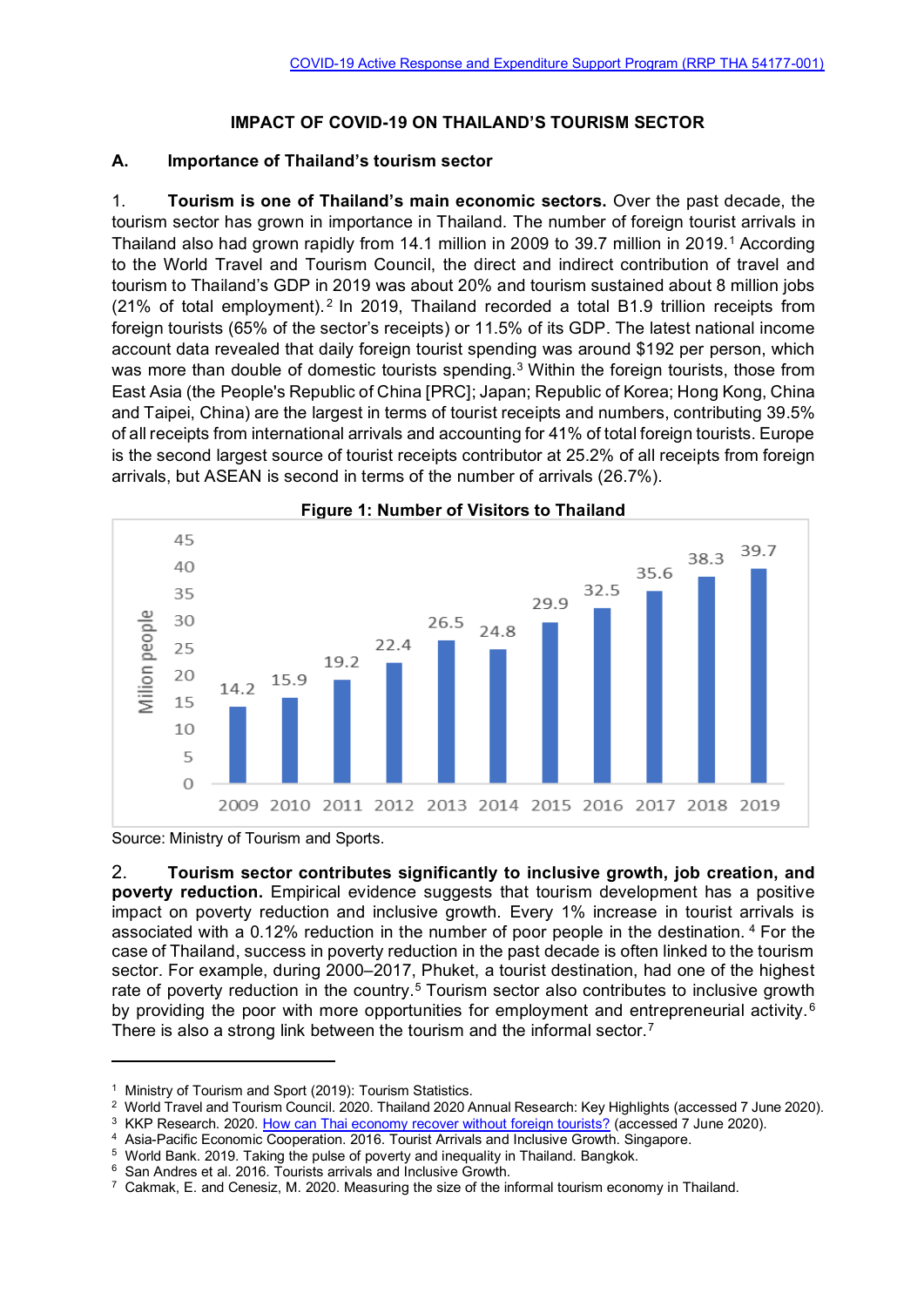# IMPACT OF COVID-19 ON THAILAND'S TOURISM SECTOR

## A. Importance of Thailand's tourism sector

1. **Tourism is one of Thailand's main economic sectors.** Over the past decade, the tourism sector has grown in importance in Thailand. The number of foreign tourist arrivals in Thailand also had grown rapidly from 14.1 million in 2009 to 39.7 million in 2019.[1] According to the World Travel and Tourism Council, the direct and indirect contribution of travel and tourism to Thailand's GDP in 2019 was about 20% and tourism sustained about 8 million jobs (21% of total employment).[2] In 2019, Thailand recorded a total B1.9 trillion receipts from foreign tourists (65% of the sector's receipts) or 11.5% of its GDP. The latest national income account data revealed that daily foreign tourist spending was around $192 per person, which was more than double of domestic tourists spending.[3] Within the foreign tourists, those from East Asia (the People's Republic of China [PRC]; Japan; Republic of Korea; Hong Kong, China and Taipei, China) are the largest in terms of tourist receipts and numbers, contributing 39.5% of all receipts from international arrivals and accounting for 41% of total foreign tourists. Europe is the second largest source of tourist receipts contributor at 25.2% of all receipts from foreign arrivals, but ASEAN is second in terms of the number of arrivals (26.7%).

**Figure 1: Number of Visitors to Thailand**

| Year | Milion people |
|---|---|
| 2009 | 14.2 |
| 2010 | 15.9 |
| 2011 | 19.2 |
| 2012 | 22.4 |
| 2013 | 26.5 |
| 2014 | 24.8 |
| 2015 | 29.9 |
| 2016 | 32.5 |
| 2017 | 35.6 |
| 2018 | 38.3 |
| 2019 | 39.7 |

Source: Ministry of Tourism and Sports.

2. **Tourism sector contributes significantly to inclusive growth, job creation, and poverty reduction.** Empirical evidence suggests that tourism development has a positive impact on poverty reduction and inclusive growth. Every 1% increase in tourist arrivals is associated with a 0.12% reduction in the number of poor people in the destination.[4] For the case of Thailand, success in poverty reduction in the past decade is often linked to the tourism sector. For example, during 2000–2017, Phuket, a tourist destination, had one of the highest rate of poverty reduction in the country.[5] Tourism sector also contributes to inclusive growth by providing the poor with more opportunities for employment and entrepreneurial activity.[6] There is also a strong link between the tourism and the informal sector.[7]

---

[1] Ministry of Tourism and Sport (2019): Tourism Statistics.

[2] World Travel and Tourism Council. 2020. Thailand 2020 Annual Research: Key Highlights (accessed 7 June 2020).

[3] KKP Research. 2020. How can Thai economy recover without foreign tourists? (accessed 7 June 2020).

[4] Asia-Pacific Economic Cooperation. 2016. Tourist Arrivals and Inclusive Growth. Singapore.

[5] World Bank. 2019. Taking the pulse of poverty and inequality in Thailand. Bangkok.

[6] San Andres et al. 2016. Tourists arrivals and Inclusive Growth.

[7] Cakmak, E. and Cenesiz, M. 2020. Measuring the size of the informal tourism economy in Thailand.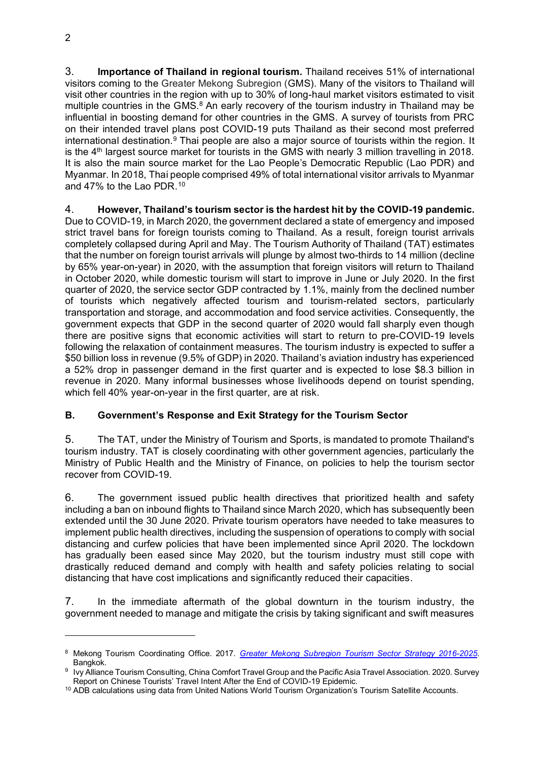3. **Importance of Thailand in regional tourism.** Thailand receives 51% of international visitors coming to the Greater Mekong Subregion (GMS). Many of the visitors to Thailand will visit other countries in the region with up to 30% of long-haul market visitors estimated to visit multiple countries in the GMS.[8] An early recovery of the tourism industry in Thailand may be influential in boosting demand for other countries in the GMS. A survey of tourists from PRC on their intended travel plans post COVID-19 puts Thailand as their second most preferred international destination.[9] Thai people are also a major source of tourists within the region. It is the 4th largest source market for tourists in the GMS with nearly 3 million travelling in 2018. It is also the main source market for the Lao People's Democratic Republic (Lao PDR) and Myanmar. In 2018, Thai people comprised 49% of total international visitor arrivals to Myanmar and 47% to the Lao PDR.[10]

4. **However, Thailand's tourism sector is the hardest hit by the COVID-19 pandemic.** Due to COVID-19, in March 2020, the government declared a state of emergency and imposed strict travel bans for foreign tourists coming to Thailand. As a result, foreign tourist arrivals completely collapsed during April and May. The Tourism Authority of Thailand (TAT) estimates that the number on foreign tourist arrivals will plunge by almost two-thirds to 14 million (decline by 65% year-on-year) in 2020, with the assumption that foreign visitors will return to Thailand in October 2020, while domestic tourism will start to improve in June or July 2020. In the first quarter of 2020, the service sector GDP contracted by 1.1%, mainly from the declined number of tourists which negatively affected tourism and tourism-related sectors, particularly transportation and storage, and accommodation and food service activities. Consequently, the government expects that GDP in the second quarter of 2020 would fall sharply even though there are positive signs that economic activities will start to return to pre-COVID-19 levels following the relaxation of containment measures. The tourism industry is expected to suffer a $50 billion loss in revenue (9.5% of GDP) in 2020. Thailand's aviation industry has experienced a 52% drop in passenger demand in the first quarter and is expected to lose $8.3 billion in revenue in 2020. Many informal businesses whose livelihoods depend on tourist spending, which fell 40% year-on-year in the first quarter, are at risk.

### B. Government's Response and Exit Strategy for the Tourism Sector

5. The TAT, under the Ministry of Tourism and Sports, is mandated to promote Thailand's tourism industry. TAT is closely coordinating with other government agencies, particularly the Ministry of Public Health and the Ministry of Finance, on policies to help the tourism sector recover from COVID-19.

6. The government issued public health directives that prioritized health and safety including a ban on inbound flights to Thailand since March 2020, which has subsequently been extended until the 30 June 2020. Private tourism operators have needed to take measures to implement public health directives, including the suspension of operations to comply with social distancing and curfew policies that have been implemented since April 2020. The lockdown has gradually been eased since May 2020, but the tourism industry must still cope with drastically reduced demand and comply with health and safety policies relating to social distancing that have cost implications and significantly reduced their capacities.

7. In the immediate aftermath of the global downturn in the tourism industry, the government needed to manage and mitigate the crisis by taking significant and swift measures

---

[8] Mekong Tourism Coordinating Office. 2017. *Greater Mekong Subregion Tourism Sector Strategy 2016-2025*. Bangkok.

[9] Ivy Alliance Tourism Consulting, China Comfort Travel Group and the Pacific Asia Travel Association. 2020. Survey Report on Chinese Tourists' Travel Intent After the End of COVID-19 Epidemic.

[10] ADB calculations using data from United Nations World Tourism Organization's Tourism Satellite Accounts.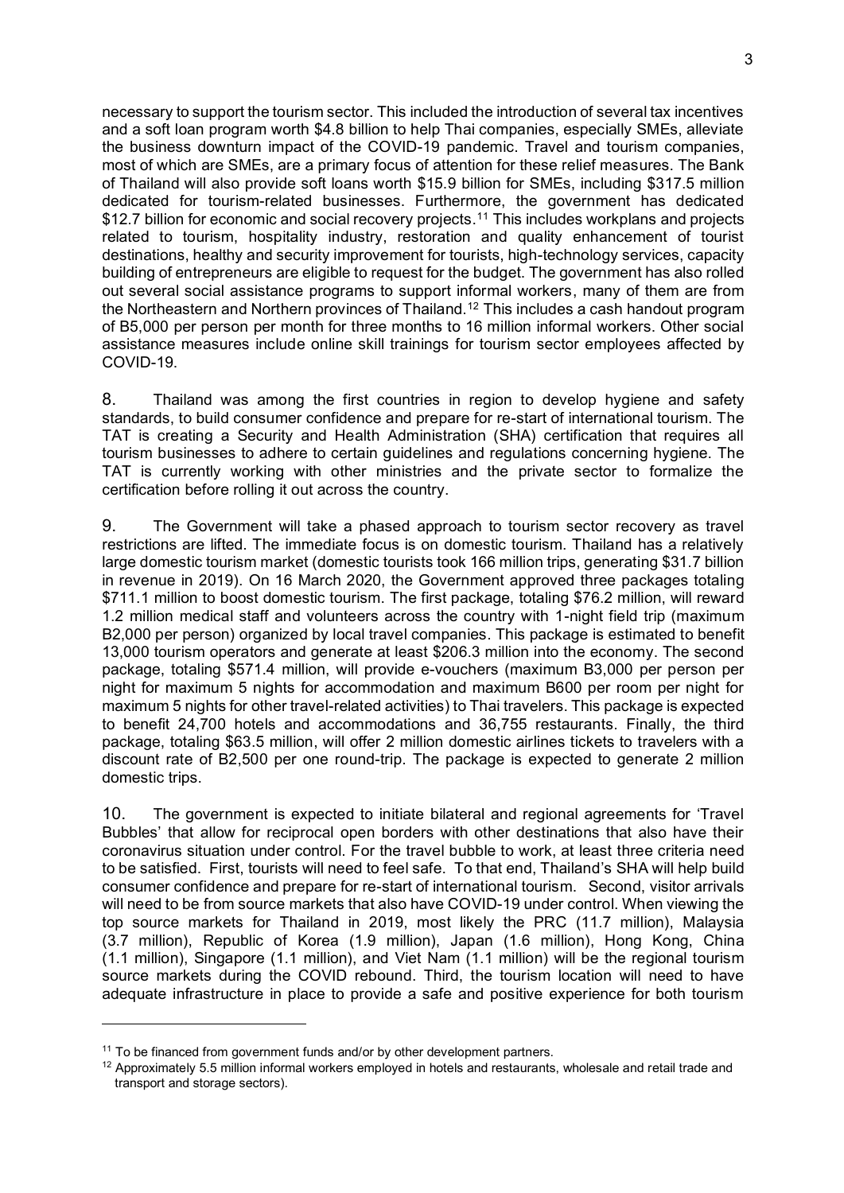necessary to support the tourism sector. This included the introduction of several tax incentives and a soft loan program worth $4.8 billion to help Thai companies, especially SMEs, alleviate the business downturn impact of the COVID-19 pandemic. Travel and tourism companies, most of which are SMEs, are a primary focus of attention for these relief measures. The Bank of Thailand will also provide soft loans worth $15.9 billion for SMEs, including $317.5 million dedicated for tourism-related businesses. Furthermore, the government has dedicated $12.7 billion for economic and social recovery projects.[11] This includes workplans and projects related to tourism, hospitality industry, restoration and quality enhancement of tourist destinations, healthy and security improvement for tourists, high-technology services, capacity building of entrepreneurs are eligible to request for the budget. The government has also rolled out several social assistance programs to support informal workers, many of them are from the Northeastern and Northern provinces of Thailand.[12] This includes a cash handout program of B5,000 per person per month for three months to 16 million informal workers. Other social assistance measures include online skill trainings for tourism sector employees affected by COVID-19.

8. Thailand was among the first countries in region to develop hygiene and safety standards, to build consumer confidence and prepare for re-start of international tourism. The TAT is creating a Security and Health Administration (SHA) certification that requires all tourism businesses to adhere to certain guidelines and regulations concerning hygiene. The TAT is currently working with other ministries and the private sector to formalize the certification before rolling it out across the country.

9. The Government will take a phased approach to tourism sector recovery as travel restrictions are lifted. The immediate focus is on domestic tourism. Thailand has a relatively large domestic tourism market (domestic tourists took 166 million trips, generating $31.7 billion in revenue in 2019). On 16 March 2020, the Government approved three packages totaling $711.1 million to boost domestic tourism. The first package, totaling $76.2 million, will reward 1.2 million medical staff and volunteers across the country with 1-night field trip (maximum B2,000 per person) organized by local travel companies. This package is estimated to benefit 13,000 tourism operators and generate at least $206.3 million into the economy. The second package, totaling $571.4 million, will provide e-vouchers (maximum B3,000 per person per night for maximum 5 nights for accommodation and maximum B600 per room per night for maximum 5 nights for other travel-related activities) to Thai travelers. This package is expected to benefit 24,700 hotels and accommodations and 36,755 restaurants. Finally, the third package, totaling $63.5 million, will offer 2 million domestic airlines tickets to travelers with a discount rate of B2,500 per one round-trip. The package is expected to generate 2 million domestic trips.

10. The government is expected to initiate bilateral and regional agreements for 'Travel Bubbles' that allow for reciprocal open borders with other destinations that also have their coronavirus situation under control. For the travel bubble to work, at least three criteria need to be satisfied. First, tourists will need to feel safe. To that end, Thailand's SHA will help build consumer confidence and prepare for re-start of international tourism. Second, visitor arrivals will need to be from source markets that also have COVID-19 under control. When viewing the top source markets for Thailand in 2019, most likely the PRC (11.7 million), Malaysia (3.7 million), Republic of Korea (1.9 million), Japan (1.6 million), Hong Kong, China (1.1 million), Singapore (1.1 million), and Viet Nam (1.1 million) will be the regional tourism source markets during the COVID rebound. Third, the tourism location will need to have adequate infrastructure in place to provide a safe and positive experience for both tourism

---

[11] To be financed from government funds and/or by other development partners.

[12] Approximately 5.5 million informal workers employed in hotels and restaurants, wholesale and retail trade and transport and storage sectors).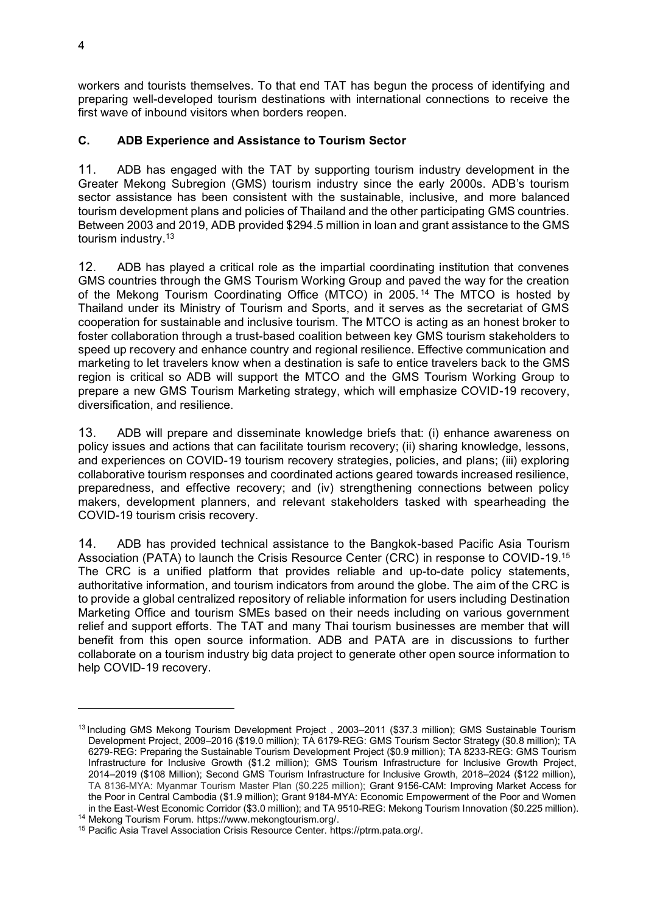workers and tourists themselves. To that end TAT has begun the process of identifying and preparing well-developed tourism destinations with international connections to receive the first wave of inbound visitors when borders reopen.

### C. ADB Experience and Assistance to Tourism Sector

11. ADB has engaged with the TAT by supporting tourism industry development in the Greater Mekong Subregion (GMS) tourism industry since the early 2000s. ADB's tourism sector assistance has been consistent with the sustainable, inclusive, and more balanced tourism development plans and policies of Thailand and the other participating GMS countries. Between 2003 and 2019, ADB provided $294.5 million in loan and grant assistance to the GMS tourism industry.[13]

12. ADB has played a critical role as the impartial coordinating institution that convenes GMS countries through the GMS Tourism Working Group and paved the way for the creation of the Mekong Tourism Coordinating Office (MTCO) in 2005.[14] The MTCO is hosted by Thailand under its Ministry of Tourism and Sports, and it serves as the secretariat of GMS cooperation for sustainable and inclusive tourism. The MTCO is acting as an honest broker to foster collaboration through a trust-based coalition between key GMS tourism stakeholders to speed up recovery and enhance country and regional resilience. Effective communication and marketing to let travelers know when a destination is safe to entice travelers back to the GMS region is critical so ADB will support the MTCO and the GMS Tourism Working Group to prepare a new GMS Tourism Marketing strategy, which will emphasize COVID-19 recovery, diversification, and resilience.

13. ADB will prepare and disseminate knowledge briefs that: (i) enhance awareness on policy issues and actions that can facilitate tourism recovery; (ii) sharing knowledge, lessons, and experiences on COVID-19 tourism recovery strategies, policies, and plans; (iii) exploring collaborative tourism responses and coordinated actions geared towards increased resilience, preparedness, and effective recovery; and (iv) strengthening connections between policy makers, development planners, and relevant stakeholders tasked with spearheading the COVID-19 tourism crisis recovery.

14. ADB has provided technical assistance to the Bangkok-based Pacific Asia Tourism Association (PATA) to launch the Crisis Resource Center (CRC) in response to COVID-19.[15] The CRC is a unified platform that provides reliable and up-to-date policy statements, authoritative information, and tourism indicators from around the globe. The aim of the CRC is to provide a global centralized repository of reliable information for users including Destination Marketing Office and tourism SMEs based on their needs including on various government relief and support efforts. The TAT and many Thai tourism businesses are member that will benefit from this open source information. ADB and PATA are in discussions to further collaborate on a tourism industry big data project to generate other open source information to help COVID-19 recovery.

---

[13] Including GMS Mekong Tourism Development Project , 2003–2011 ($37.3 million); GMS Sustainable Tourism Development Project, 2009–2016 ($19.0 million); TA 6179-REG: GMS Tourism Sector Strategy ($0.8 million); TA 6279-REG: Preparing the Sustainable Tourism Development Project ($0.9 million); TA 8233-REG: GMS Tourism Infrastructure for Inclusive Growth ($1.2 million); GMS Tourism Infrastructure for Inclusive Growth Project, 2014–2019 ($108 Million); Second GMS Tourism Infrastructure for Inclusive Growth, 2018–2024 ($122 million), TA 8136-MYA: Myanmar Tourism Master Plan ($0.225 million); Grant 9156-CAM: Improving Market Access for the Poor in Central Cambodia ($1.9 million); Grant 9184-MYA: Economic Empowerment of the Poor and Women in the East-West Economic Corridor ($3.0 million); and TA 9510-REG: Mekong Tourism Innovation ($0.225 million).

[14] Mekong Tourism Forum. https://www.mekongtourism.org/.

[15] Pacific Asia Travel Association Crisis Resource Center. https://ptrm.pata.org/.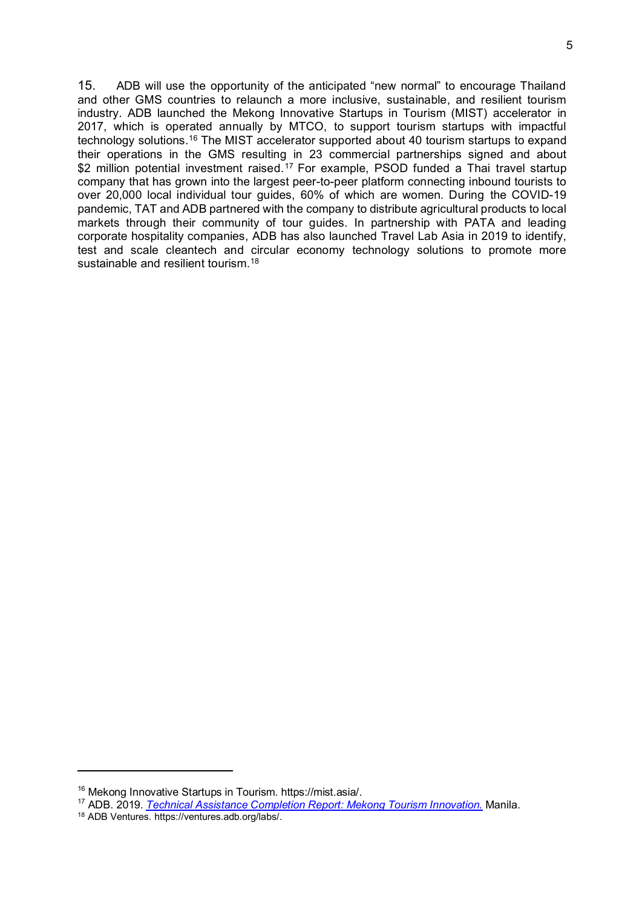15. ADB will use the opportunity of the anticipated "new normal" to encourage Thailand and other GMS countries to relaunch a more inclusive, sustainable, and resilient tourism industry. ADB launched the Mekong Innovative Startups in Tourism (MIST) accelerator in 2017, which is operated annually by MTCO, to support tourism startups with impactful technology solutions.[16] The MIST accelerator supported about 40 tourism startups to expand their operations in the GMS resulting in 23 commercial partnerships signed and about $2 million potential investment raised.[17] For example, PSOD funded a Thai travel startup company that has grown into the largest peer-to-peer platform connecting inbound tourists to over 20,000 local individual tour guides, 60% of which are women. During the COVID-19 pandemic, TAT and ADB partnered with the company to distribute agricultural products to local markets through their community of tour guides. In partnership with PATA and leading corporate hospitality companies, ADB has also launched Travel Lab Asia in 2019 to identify, test and scale cleantech and circular economy technology solutions to promote more sustainable and resilient tourism.[18]

---

[16] Mekong Innovative Startups in Tourism. https://mist.asia/.

[17] ADB. 2019. *Technical Assistance Completion Report: Mekong Tourism Innovation.* Manila.

[18] ADB Ventures. https://ventures.adb.org/labs/.